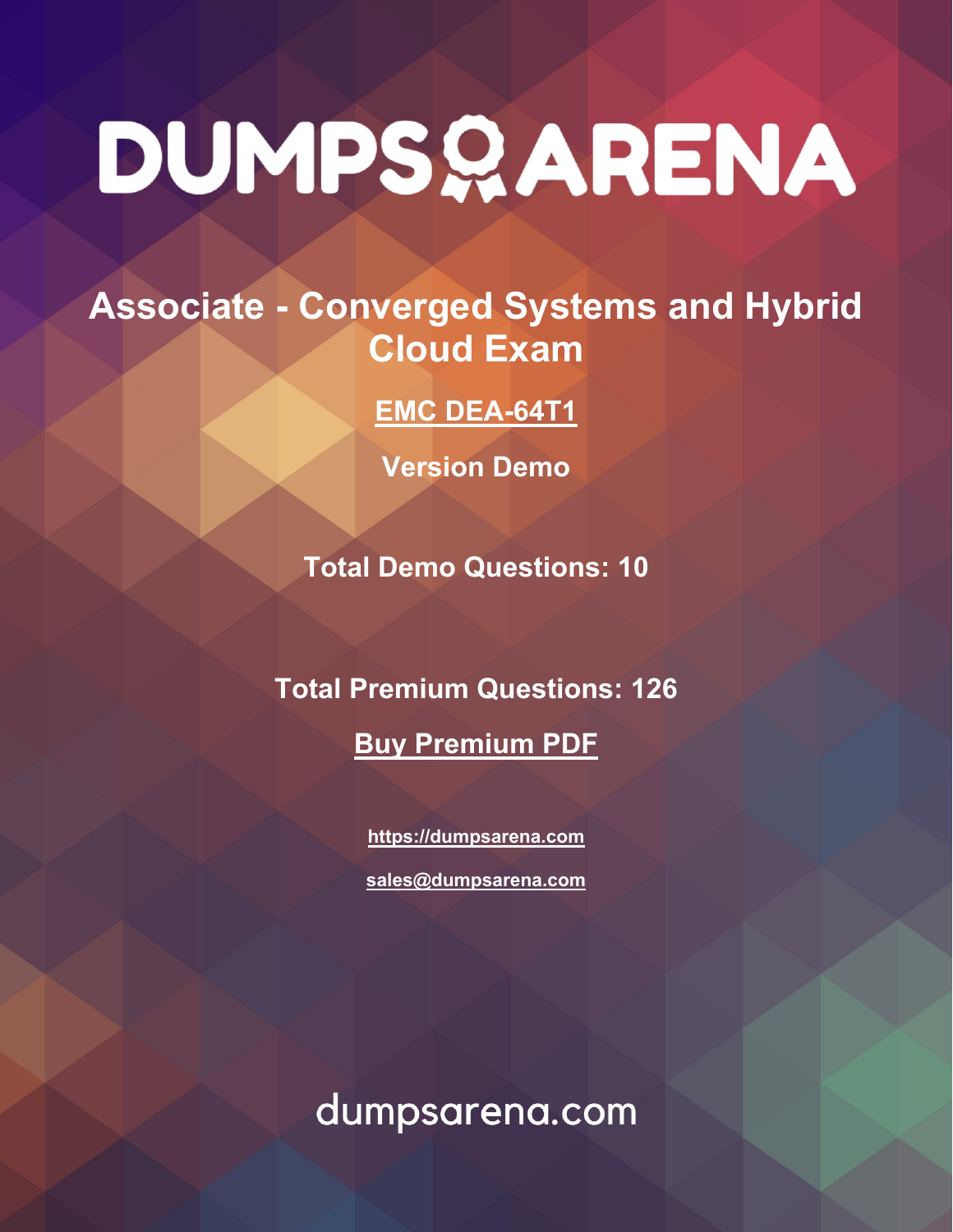# DUMPS ARENA

## Associate - Converged Systems and Hybrid Cloud Exam

**EMC DEA-64T1**

**Version Demo**

**Total Demo Questions: 10**

**Total Premium Questions: 126**

**Buy Premium PDF**

**https://dumpsarena.com**

**sales@dumpsarena.com**

dumpsarena.com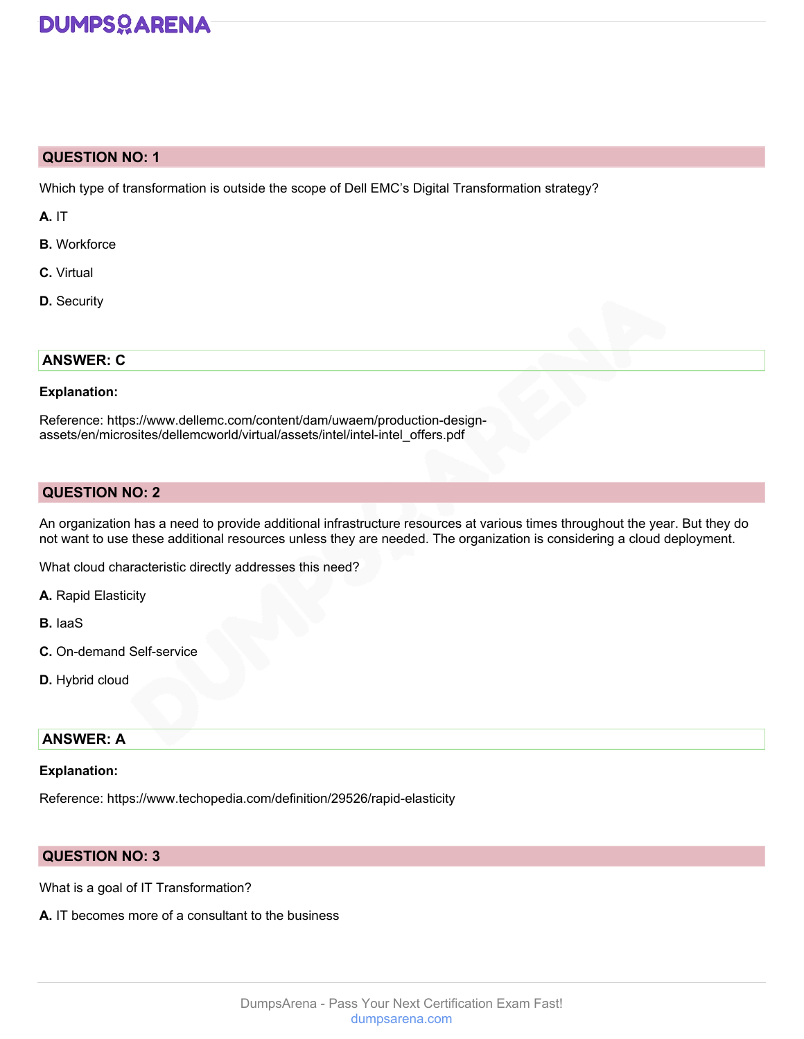## QUESTION NO: 1

Which type of transformation is outside the scope of Dell EMC's Digital Transformation strategy?

**A.** IT

**B.** Workforce

**C.** Virtual

**D.** Security

## ANSWER: C

**Explanation:**

Reference: https://www.dellemc.com/content/dam/uwaem/production-design-assets/en/microsites/dellemcworld/virtual/assets/intel/intel-intel_offers.pdf

## QUESTION NO: 2

An organization has a need to provide additional infrastructure resources at various times throughout the year. But they do not want to use these additional resources unless they are needed. The organization is considering a cloud deployment.

What cloud characteristic directly addresses this need?

**A.** Rapid Elasticity

**B.** IaaS

**C.** On-demand Self-service

**D.** Hybrid cloud

## ANSWER: A

**Explanation:**

Reference: https://www.techopedia.com/definition/29526/rapid-elasticity

## QUESTION NO: 3

What is a goal of IT Transformation?

**A.** IT becomes more of a consultant to the business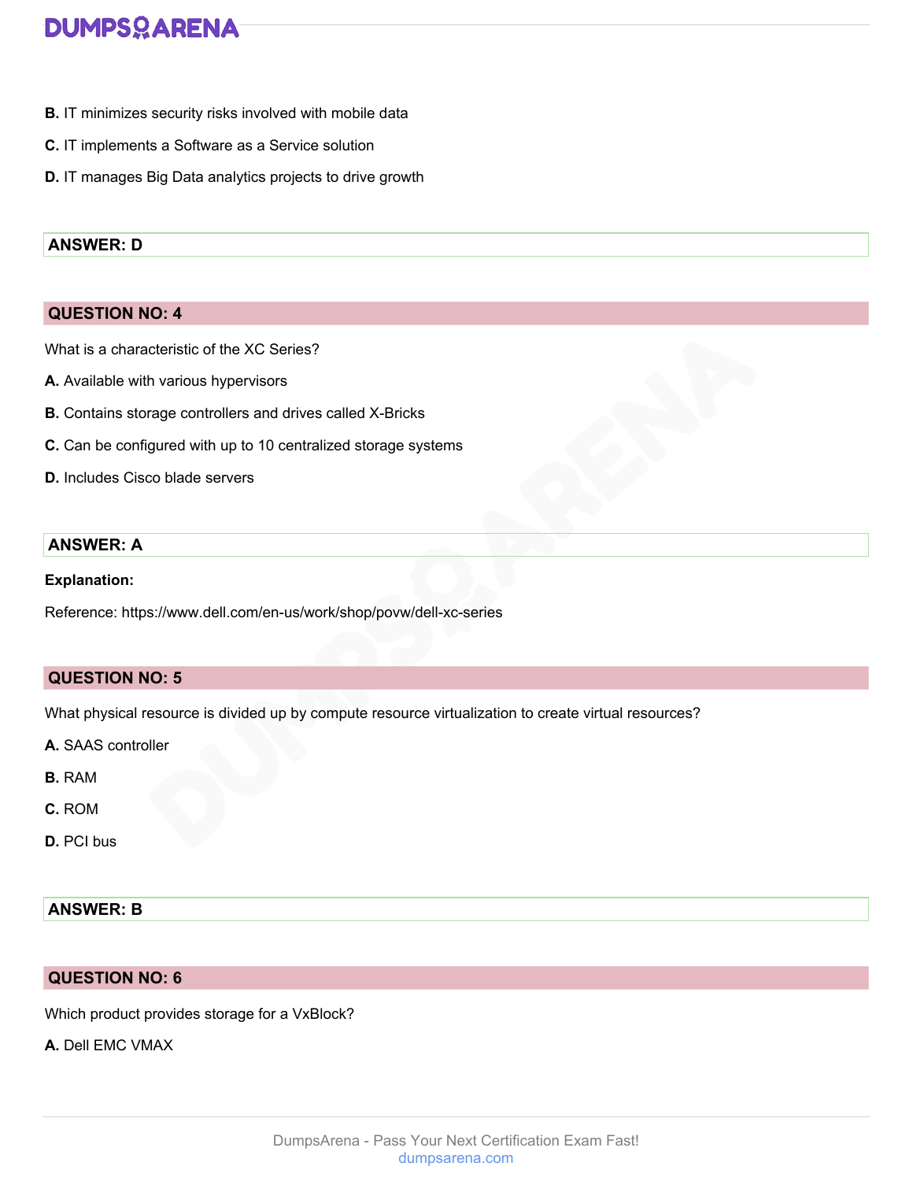**B.** IT minimizes security risks involved with mobile data

**C.** IT implements a Software as a Service solution

**D.** IT manages Big Data analytics projects to drive growth

**ANSWER: D**

## QUESTION NO: 4

What is a characteristic of the XC Series?

**A.** Available with various hypervisors

**B.** Contains storage controllers and drives called X-Bricks

**C.** Can be configured with up to 10 centralized storage systems

**D.** Includes Cisco blade servers

**ANSWER: A**

**Explanation:**

Reference: https://www.dell.com/en-us/work/shop/povw/dell-xc-series

## QUESTION NO: 5

What physical resource is divided up by compute resource virtualization to create virtual resources?

**A.** SAAS controller

**B.** RAM

**C.** ROM

**D.** PCI bus

**ANSWER: B**

## QUESTION NO: 6

Which product provides storage for a VxBlock?

**A.** Dell EMC VMAX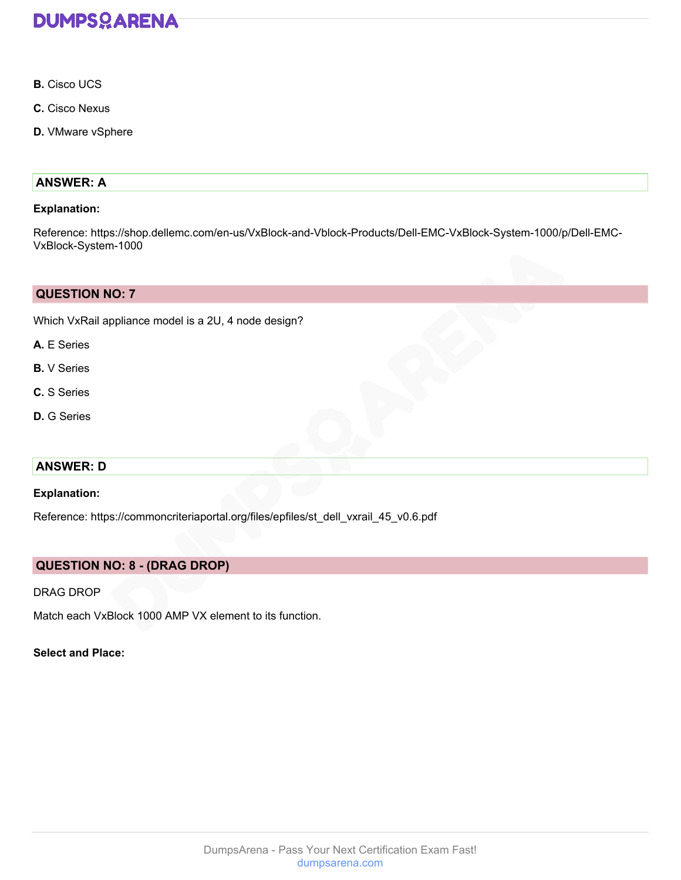**B.** Cisco UCS

**C.** Cisco Nexus

**D.** VMware vSphere

**ANSWER: A**

**Explanation:**

Reference: https://shop.dellemc.com/en-us/VxBlock-and-Vblock-Products/Dell-EMC-VxBlock-System-1000/p/Dell-EMC-VxBlock-System-1000

## QUESTION NO: 7

Which VxRail appliance model is a 2U, 4 node design?

**A.** E Series

**B.** V Series

**C.** S Series

**D.** G Series

**ANSWER: D**

**Explanation:**

Reference: https://commoncriteriaportal.org/files/epfiles/st_dell_vxrail_45_v0.6.pdf

## QUESTION NO: 8 - (DRAG DROP)

DRAG DROP

Match each VxBlock 1000 AMP VX element to its function.

**Select and Place:**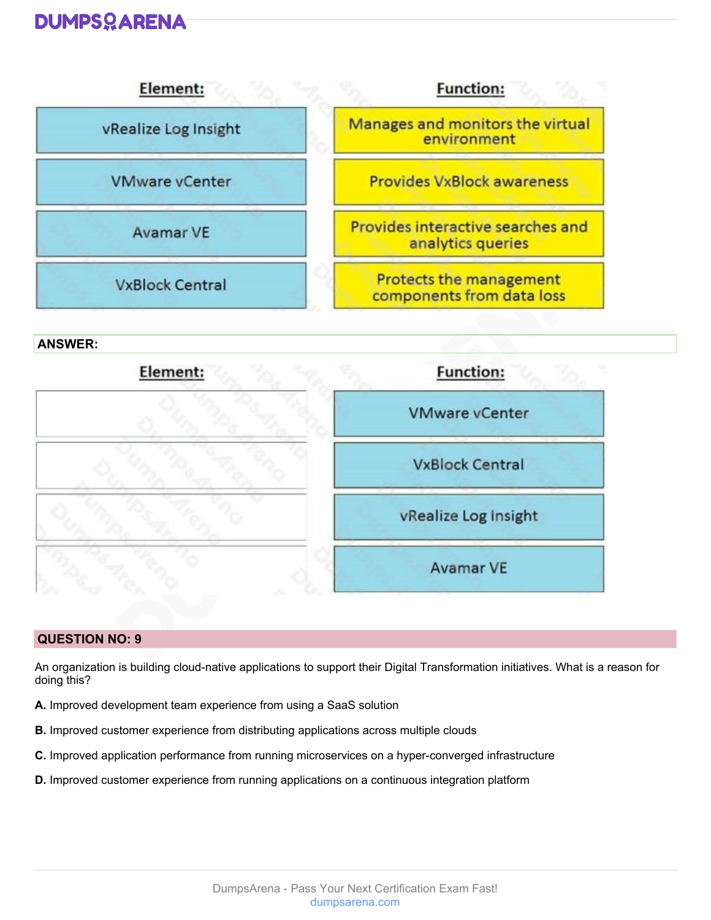| Element: | Function: |
| --- | --- |
| vRealize Log Insight | Manages and monitors the virtual environment |
| VMware vCenter | Provides VxBlock awareness |
| Avamar VE | Provides interactive searches and analytics queries |
| VxBlock Central | Protects the management components from data loss |

**ANSWER:**

| Element: | Function: |
| --- | --- |
| | VMware vCenter |
| | VxBlock Central |
| | vRealize Log Insight |
| | Avamar VE |

## QUESTION NO: 9

An organization is building cloud-native applications to support their Digital Transformation initiatives. What is a reason for doing this?

**A.** Improved development team experience from using a SaaS solution

**B.** Improved customer experience from distributing applications across multiple clouds

**C.** Improved application performance from running microservices on a hyper-converged infrastructure

**D.** Improved customer experience from running applications on a continuous integration platform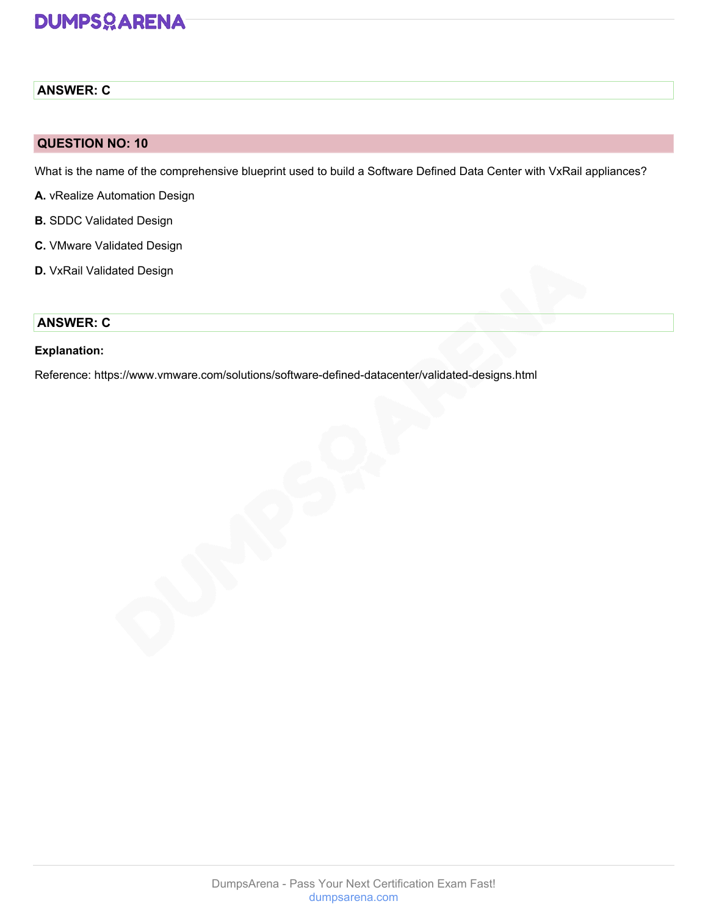**ANSWER: C**

## QUESTION NO: 10

What is the name of the comprehensive blueprint used to build a Software Defined Data Center with VxRail appliances?

**A.** vRealize Automation Design

**B.** SDDC Validated Design

**C.** VMware Validated Design

**D.** VxRail Validated Design

**ANSWER: C**

**Explanation:**

Reference: https://www.vmware.com/solutions/software-defined-datacenter/validated-designs.html